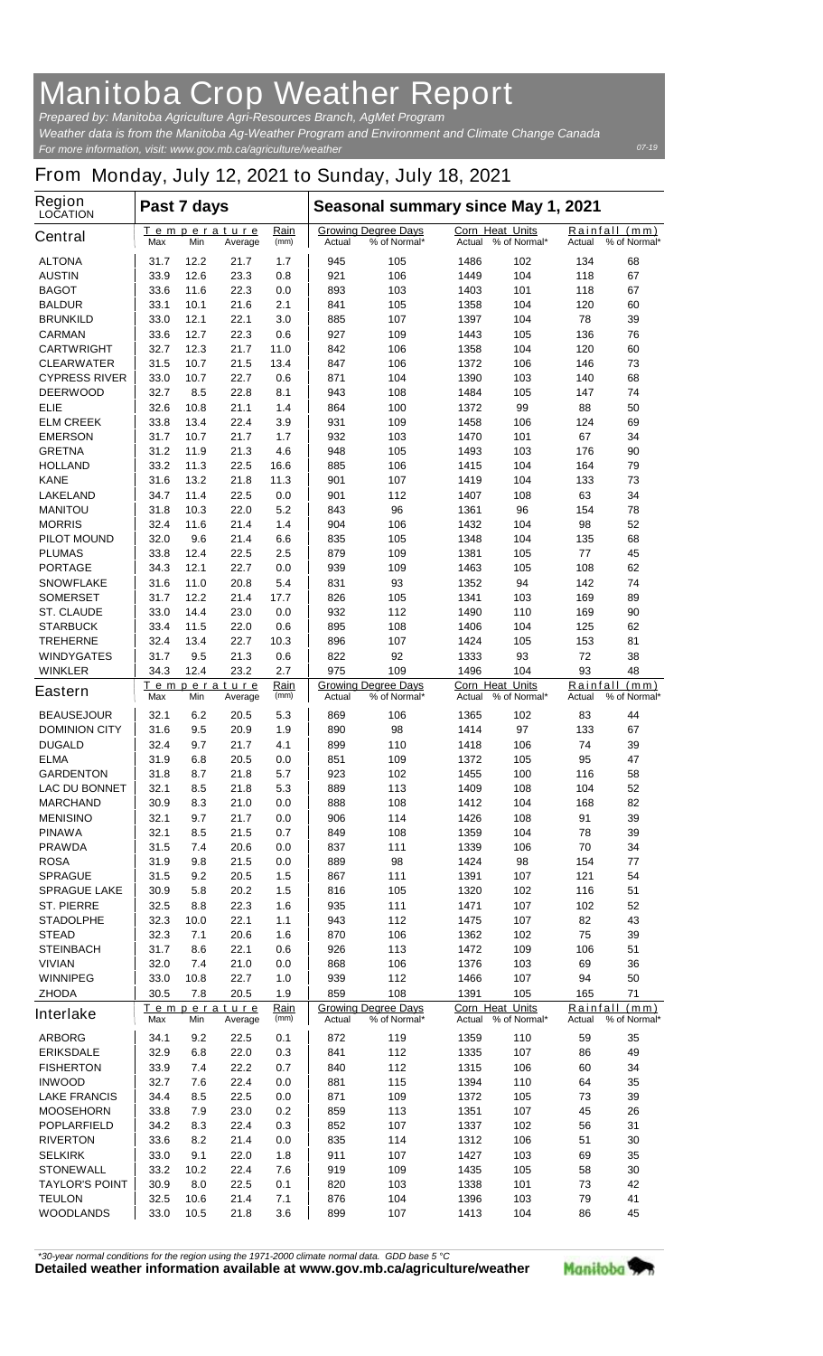# Manitoba Crop Weather Report

*Prepared by: Manitoba Agriculture Agri-Resources Branch, AgMet Program*

*Weather data is from the Manitoba Ag-Weather Program and Environment and Climate Change Canada*

*For more information, visit: www.gov.mb.ca/agriculture/weather*

*07-19*

## From Monday, July 12, 2021 to Sunday, July 18, 2021

| Region LOCATION | Past 7 days | | | | Seasonal summary since May 1, 2021 | | | | | |
|---|---|---|---|---|---|---|---|---|---|---|
| **Central** | Temperature Max | Min | Average | Rain (mm) | Growing Degree Days Actual | % of Normal* | Corn Heat Units Actual | % of Normal* | Rainfall (mm) Actual | % of Normal* |
| ALTONA | 31.7 | 12.2 | 21.7 | 1.7 | 945 | 105 | 1486 | 102 | 134 | 68 |
| AUSTIN | 33.9 | 12.6 | 23.3 | 0.8 | 921 | 106 | 1449 | 104 | 118 | 67 |
| BAGOT | 33.6 | 11.6 | 22.3 | 0.0 | 893 | 103 | 1403 | 101 | 118 | 67 |
| BALDUR | 33.1 | 10.1 | 21.6 | 2.1 | 841 | 105 | 1358 | 104 | 120 | 60 |
| BRUNKILD | 33.0 | 12.1 | 22.1 | 3.0 | 885 | 107 | 1397 | 104 | 78 | 39 |
| CARMAN | 33.6 | 12.7 | 22.3 | 0.6 | 927 | 109 | 1443 | 105 | 136 | 76 |
| CARTWRIGHT | 32.7 | 12.3 | 21.7 | 11.0 | 842 | 106 | 1358 | 104 | 120 | 60 |
| CLEARWATER | 31.5 | 10.7 | 21.5 | 13.4 | 847 | 106 | 1372 | 106 | 146 | 73 |
| CYPRESS RIVER | 33.0 | 10.7 | 22.7 | 0.6 | 871 | 104 | 1390 | 103 | 140 | 68 |
| DEERWOOD | 32.7 | 8.5 | 22.8 | 8.1 | 943 | 108 | 1484 | 105 | 147 | 74 |
| ELIE | 32.6 | 10.8 | 21.1 | 1.4 | 864 | 100 | 1372 | 99 | 88 | 50 |
| ELM CREEK | 33.8 | 13.4 | 22.4 | 3.9 | 931 | 109 | 1458 | 106 | 124 | 69 |
| EMERSON | 31.7 | 10.7 | 21.7 | 1.7 | 932 | 103 | 1470 | 101 | 67 | 34 |
| GRETNA | 31.2 | 11.9 | 21.3 | 4.6 | 948 | 105 | 1493 | 103 | 176 | 90 |
| HOLLAND | 33.2 | 11.3 | 22.5 | 16.6 | 885 | 106 | 1415 | 104 | 164 | 79 |
| KANE | 31.6 | 13.2 | 21.8 | 11.3 | 901 | 107 | 1419 | 104 | 133 | 73 |
| LAKELAND | 34.7 | 11.4 | 22.5 | 0.0 | 901 | 112 | 1407 | 108 | 63 | 34 |
| MANITOU | 31.8 | 10.3 | 22.0 | 5.2 | 843 | 96 | 1361 | 96 | 154 | 78 |
| MORRIS | 32.4 | 11.6 | 21.4 | 1.4 | 904 | 106 | 1432 | 104 | 98 | 52 |
| PILOT MOUND | 32.0 | 9.6 | 21.4 | 6.6 | 835 | 105 | 1348 | 104 | 135 | 68 |
| PLUMAS | 33.8 | 12.4 | 22.5 | 2.5 | 879 | 109 | 1381 | 105 | 77 | 45 |
| PORTAGE | 34.3 | 12.1 | 22.7 | 0.0 | 939 | 109 | 1463 | 105 | 108 | 62 |
| SNOWFLAKE | 31.6 | 11.0 | 20.8 | 5.4 | 831 | 93 | 1352 | 94 | 142 | 74 |
| SOMERSET | 31.7 | 12.2 | 21.4 | 17.7 | 826 | 105 | 1341 | 103 | 169 | 89 |
| ST. CLAUDE | 33.0 | 14.4 | 23.0 | 0.0 | 932 | 112 | 1490 | 110 | 169 | 90 |
| STARBUCK | 33.4 | 11.5 | 22.0 | 0.6 | 895 | 108 | 1406 | 104 | 125 | 62 |
| TREHERNE | 32.4 | 13.4 | 22.7 | 10.3 | 896 | 107 | 1424 | 105 | 153 | 81 |
| WINDYGATES | 31.7 | 9.5 | 21.3 | 0.6 | 822 | 92 | 1333 | 93 | 72 | 38 |
| WINKLER | 34.3 | 12.4 | 23.2 | 2.7 | 975 | 109 | 1496 | 104 | 93 | 48 |
| **Eastern** | Temperature Max | Min | Average | Rain (mm) | Growing Degree Days Actual | % of Normal* | Corn Heat Units Actual | % of Normal* | Rainfall (mm) Actual | % of Normal* |
| BEAUSEJOUR | 32.1 | 6.2 | 20.5 | 5.3 | 869 | 106 | 1365 | 102 | 83 | 44 |
| DOMINION CITY | 31.6 | 9.5 | 20.9 | 1.9 | 890 | 98 | 1414 | 97 | 133 | 67 |
| DUGALD | 32.4 | 9.7 | 21.7 | 4.1 | 899 | 110 | 1418 | 106 | 74 | 39 |
| ELMA | 31.9 | 6.8 | 20.5 | 0.0 | 851 | 109 | 1372 | 105 | 95 | 47 |
| GARDENTON | 31.8 | 8.7 | 21.8 | 5.7 | 923 | 102 | 1455 | 100 | 116 | 58 |
| LAC DU BONNET | 32.1 | 8.5 | 21.8 | 5.3 | 889 | 113 | 1409 | 108 | 104 | 52 |
| MARCHAND | 30.9 | 8.3 | 21.0 | 0.0 | 888 | 108 | 1412 | 104 | 168 | 82 |
| MENISINO | 32.1 | 9.7 | 21.7 | 0.0 | 906 | 114 | 1426 | 108 | 91 | 39 |
| PINAWA | 32.1 | 8.5 | 21.5 | 0.7 | 849 | 108 | 1359 | 104 | 78 | 39 |
| PRAWDA | 31.5 | 7.4 | 20.6 | 0.0 | 837 | 111 | 1339 | 106 | 70 | 34 |
| ROSA | 31.9 | 9.8 | 21.5 | 0.0 | 889 | 98 | 1424 | 98 | 154 | 77 |
| SPRAGUE | 31.5 | 9.2 | 20.5 | 1.5 | 867 | 111 | 1391 | 107 | 121 | 54 |
| SPRAGUE LAKE | 30.9 | 5.8 | 20.2 | 1.5 | 816 | 105 | 1320 | 102 | 116 | 51 |
| ST. PIERRE | 32.5 | 8.8 | 22.3 | 1.6 | 935 | 111 | 1471 | 107 | 102 | 52 |
| STADOLPHE | 32.3 | 10.0 | 22.1 | 1.1 | 943 | 112 | 1475 | 107 | 82 | 43 |
| STEAD | 32.3 | 7.1 | 20.6 | 1.6 | 870 | 106 | 1362 | 102 | 75 | 39 |
| STEINBACH | 31.7 | 8.6 | 22.1 | 0.6 | 926 | 113 | 1472 | 109 | 106 | 51 |
| VIVIAN | 32.0 | 7.4 | 21.0 | 0.0 | 868 | 106 | 1376 | 103 | 69 | 36 |
| WINNIPEG | 33.0 | 10.8 | 22.7 | 1.0 | 939 | 112 | 1466 | 107 | 94 | 50 |
| ZHODA | 30.5 | 7.8 | 20.5 | 1.9 | 859 | 108 | 1391 | 105 | 165 | 71 |
| **Interlake** | Temperature Max | Min | Average | Rain (mm) | Growing Degree Days Actual | % of Normal* | Corn Heat Units Actual | % of Normal* | Rainfall (mm) Actual | % of Normal* |
| ARBORG | 34.1 | 9.2 | 22.5 | 0.1 | 872 | 119 | 1359 | 110 | 59 | 35 |
| ERIKSDALE | 32.9 | 6.8 | 22.0 | 0.3 | 841 | 112 | 1335 | 107 | 86 | 49 |
| FISHERTON | 33.9 | 7.4 | 22.2 | 0.7 | 840 | 112 | 1315 | 106 | 60 | 34 |
| INWOOD | 32.7 | 7.6 | 22.4 | 0.0 | 881 | 115 | 1394 | 110 | 64 | 35 |
| LAKE FRANCIS | 34.4 | 8.5 | 22.5 | 0.0 | 871 | 109 | 1372 | 105 | 73 | 39 |
| MOOSEHORN | 33.8 | 7.9 | 23.0 | 0.2 | 859 | 113 | 1351 | 107 | 45 | 26 |
| POPLARFIELD | 34.2 | 8.3 | 22.4 | 0.3 | 852 | 107 | 1337 | 102 | 56 | 31 |
| RIVERTON | 33.6 | 8.2 | 21.4 | 0.0 | 835 | 114 | 1312 | 106 | 51 | 30 |
| SELKIRK | 33.0 | 9.1 | 22.0 | 1.8 | 911 | 107 | 1427 | 103 | 69 | 35 |
| STONEWALL | 33.2 | 10.2 | 22.4 | 7.6 | 919 | 109 | 1435 | 105 | 58 | 30 |
| TAYLOR'S POINT | 30.9 | 8.0 | 22.5 | 0.1 | 820 | 103 | 1338 | 101 | 73 | 42 |
| TEULON | 32.5 | 10.6 | 21.4 | 7.1 | 876 | 104 | 1396 | 103 | 79 | 41 |
| WOODLANDS | 33.0 | 10.5 | 21.8 | 3.6 | 899 | 107 | 1413 | 104 | 86 | 45 |

*\*30-year normal conditions for the region using the 1971-2000 climate normal data. GDD base 5 °C*

**Detailed weather information available at www.gov.mb.ca/agriculture/weather**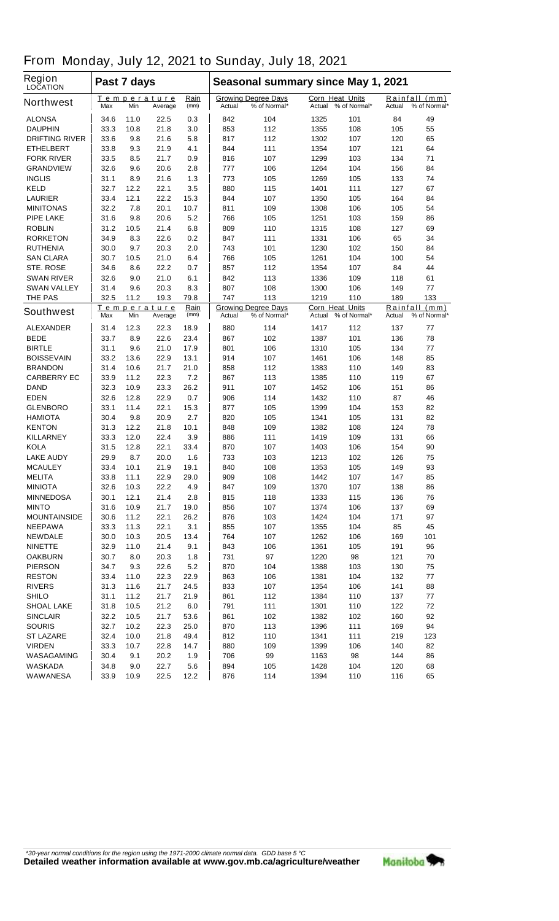# From Monday, July 12, 2021 to Sunday, July 18, 2021

| Region LOCATION | Past 7 days | | | | Seasonal summary since May 1, 2021 | | | | | |
|---|---|---|---|---|---|---|---|---|---|---|
| **Northwest** | Temperature Max | Temperature Min | Temperature Average | Rain (mm) | Growing Degree Days Actual | Growing Degree Days % of Normal* | Corn Heat Units Actual | Corn Heat Units % of Normal* | Rainfall (mm) Actual | Rainfall (mm) % of Normal* |
| ALONSA | 34.6 | 11.0 | 22.5 | 0.3 | 842 | 104 | 1325 | 101 | 84 | 49 |
| DAUPHIN | 33.3 | 10.8 | 21.8 | 3.0 | 853 | 112 | 1355 | 108 | 105 | 55 |
| DRIFTING RIVER | 33.6 | 9.8 | 21.6 | 5.8 | 817 | 112 | 1302 | 107 | 120 | 65 |
| ETHELBERT | 33.8 | 9.3 | 21.9 | 4.1 | 844 | 111 | 1354 | 107 | 121 | 64 |
| FORK RIVER | 33.5 | 8.5 | 21.7 | 0.9 | 816 | 107 | 1299 | 103 | 134 | 71 |
| GRANDVIEW | 32.6 | 9.6 | 20.6 | 2.8 | 777 | 106 | 1264 | 104 | 156 | 84 |
| INGLIS | 31.1 | 8.9 | 21.6 | 1.3 | 773 | 105 | 1269 | 105 | 133 | 74 |
| KELD | 32.7 | 12.2 | 22.1 | 3.5 | 880 | 115 | 1401 | 111 | 127 | 67 |
| LAURIER | 33.4 | 12.1 | 22.2 | 15.3 | 844 | 107 | 1350 | 105 | 164 | 84 |
| MINITONAS | 32.2 | 7.8 | 20.1 | 10.7 | 811 | 109 | 1308 | 106 | 105 | 54 |
| PIPE LAKE | 31.6 | 9.8 | 20.6 | 5.2 | 766 | 105 | 1251 | 103 | 159 | 86 |
| ROBLIN | 31.2 | 10.5 | 21.4 | 6.8 | 809 | 110 | 1315 | 108 | 127 | 69 |
| RORKETON | 34.9 | 8.3 | 22.6 | 0.2 | 847 | 111 | 1331 | 106 | 65 | 34 |
| RUTHENIA | 30.0 | 9.7 | 20.3 | 2.0 | 743 | 101 | 1230 | 102 | 150 | 84 |
| SAN CLARA | 30.7 | 10.5 | 21.0 | 6.4 | 766 | 105 | 1261 | 104 | 100 | 54 |
| STE. ROSE | 34.6 | 8.6 | 22.2 | 0.7 | 857 | 112 | 1354 | 107 | 84 | 44 |
| SWAN RIVER | 32.6 | 9.0 | 21.0 | 6.1 | 842 | 113 | 1336 | 109 | 118 | 61 |
| SWAN VALLEY | 31.4 | 9.6 | 20.3 | 8.3 | 807 | 108 | 1300 | 106 | 149 | 77 |
| THE PAS | 32.5 | 11.2 | 19.3 | 79.8 | 747 | 113 | 1219 | 110 | 189 | 133 |
| **Southwest** | Temperature Max | Temperature Min | Temperature Average | Rain (mm) | Growing Degree Days Actual | Growing Degree Days % of Normal* | Corn Heat Units Actual | Corn Heat Units % of Normal* | Rainfall (mm) Actual | Rainfall (mm) % of Normal* |
| ALEXANDER | 31.4 | 12.3 | 22.3 | 18.9 | 880 | 114 | 1417 | 112 | 137 | 77 |
| BEDE | 33.7 | 8.9 | 22.6 | 23.4 | 867 | 102 | 1387 | 101 | 136 | 78 |
| BIRTLE | 31.1 | 9.6 | 21.0 | 17.9 | 801 | 106 | 1310 | 105 | 134 | 77 |
| BOISSEVAIN | 33.2 | 13.6 | 22.9 | 13.1 | 914 | 107 | 1461 | 106 | 148 | 85 |
| BRANDON | 31.4 | 10.6 | 21.7 | 21.0 | 858 | 112 | 1383 | 110 | 149 | 83 |
| CARBERRY EC | 33.9 | 11.2 | 22.3 | 7.2 | 867 | 113 | 1385 | 110 | 119 | 67 |
| DAND | 32.3 | 10.9 | 23.3 | 26.2 | 911 | 107 | 1452 | 106 | 151 | 86 |
| EDEN | 32.6 | 12.8 | 22.9 | 0.7 | 906 | 114 | 1432 | 110 | 87 | 46 |
| GLENBORO | 33.1 | 11.4 | 22.1 | 15.3 | 877 | 105 | 1399 | 104 | 153 | 82 |
| HAMIOTA | 30.4 | 9.8 | 20.9 | 2.7 | 820 | 105 | 1341 | 105 | 131 | 82 |
| KENTON | 31.3 | 12.2 | 21.8 | 10.1 | 848 | 109 | 1382 | 108 | 124 | 78 |
| KILLARNEY | 33.3 | 12.0 | 22.4 | 3.9 | 886 | 111 | 1419 | 109 | 131 | 66 |
| KOLA | 31.5 | 12.8 | 22.1 | 33.4 | 870 | 107 | 1403 | 106 | 154 | 90 |
| LAKE AUDY | 29.9 | 8.7 | 20.0 | 1.6 | 733 | 103 | 1213 | 102 | 126 | 75 |
| MCAULEY | 33.4 | 10.1 | 21.9 | 19.1 | 840 | 108 | 1353 | 105 | 149 | 93 |
| MELITA | 33.8 | 11.1 | 22.9 | 29.0 | 909 | 108 | 1442 | 107 | 147 | 85 |
| MINIOTA | 32.6 | 10.3 | 22.2 | 4.9 | 847 | 109 | 1370 | 107 | 138 | 86 |
| MINNEDOSA | 30.1 | 12.1 | 21.4 | 2.8 | 815 | 118 | 1333 | 115 | 136 | 76 |
| MINTO | 31.6 | 10.9 | 21.7 | 19.0 | 856 | 107 | 1374 | 106 | 137 | 69 |
| MOUNTAINSIDE | 30.6 | 11.2 | 22.1 | 26.2 | 876 | 103 | 1424 | 104 | 171 | 97 |
| NEEPAWA | 33.3 | 11.3 | 22.1 | 3.1 | 855 | 107 | 1355 | 104 | 85 | 45 |
| NEWDALE | 30.0 | 10.3 | 20.5 | 13.4 | 764 | 107 | 1262 | 106 | 169 | 101 |
| NINETTE | 32.9 | 11.0 | 21.4 | 9.1 | 843 | 106 | 1361 | 105 | 191 | 96 |
| OAKBURN | 30.7 | 8.0 | 20.3 | 1.8 | 731 | 97 | 1220 | 98 | 121 | 70 |
| PIERSON | 34.7 | 9.3 | 22.6 | 5.2 | 870 | 104 | 1388 | 103 | 130 | 75 |
| RESTON | 33.4 | 11.0 | 22.3 | 22.9 | 863 | 106 | 1381 | 104 | 132 | 77 |
| RIVERS | 31.3 | 11.6 | 21.7 | 24.5 | 833 | 107 | 1354 | 106 | 141 | 88 |
| SHILO | 31.1 | 11.2 | 21.7 | 21.9 | 861 | 112 | 1384 | 110 | 137 | 77 |
| SHOAL LAKE | 31.8 | 10.5 | 21.2 | 6.0 | 791 | 111 | 1301 | 110 | 122 | 72 |
| SINCLAIR | 32.2 | 10.5 | 21.7 | 53.6 | 861 | 102 | 1382 | 102 | 160 | 92 |
| SOURIS | 32.7 | 10.2 | 22.3 | 25.0 | 870 | 113 | 1396 | 111 | 169 | 94 |
| ST LAZARE | 32.4 | 10.0 | 21.8 | 49.4 | 812 | 110 | 1341 | 111 | 219 | 123 |
| VIRDEN | 33.3 | 10.7 | 22.8 | 14.7 | 880 | 109 | 1399 | 106 | 140 | 82 |
| WASAGAMING | 30.4 | 9.1 | 20.2 | 1.9 | 706 | 99 | 1163 | 98 | 144 | 86 |
| WASKADA | 34.8 | 9.0 | 22.7 | 5.6 | 894 | 105 | 1428 | 104 | 120 | 68 |
| WAWANESA | 33.9 | 10.9 | 22.5 | 12.2 | 876 | 114 | 1394 | 110 | 116 | 65 |

*30-year normal conditions for the region using the 1971-2000 climate normal data. GDD base 5 °C

**Detailed weather information available at www.gov.mb.ca/agriculture/weather**

Manitoba